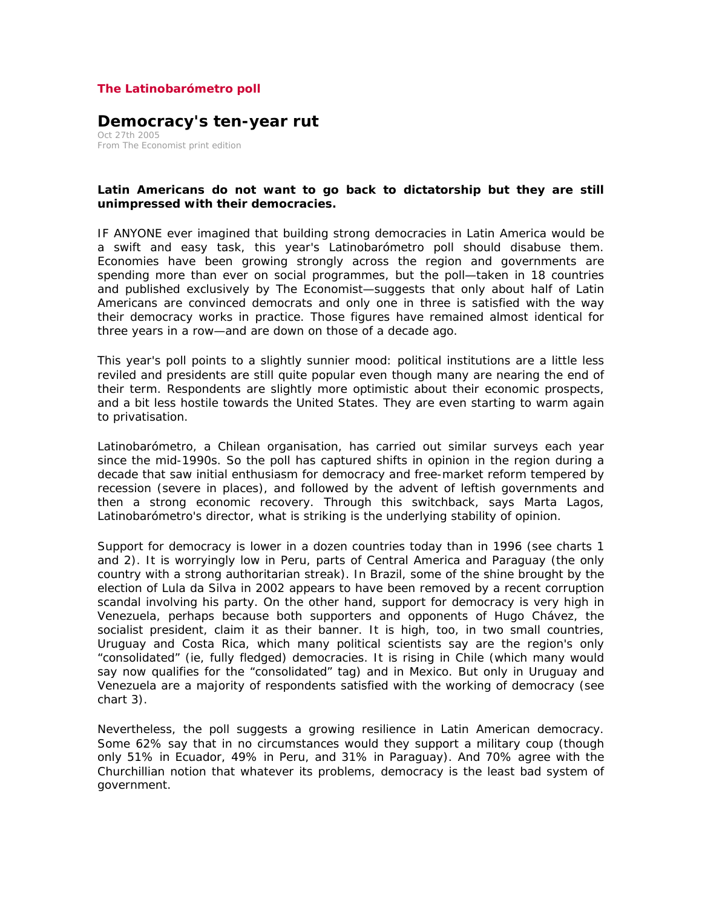**The Latinobarómetro poll**

# Democracy's ten-year rut

Oct 27th 2005
From The Economist print edition

**Latin Americans do not want to go back to dictatorship but they are still unimpressed with their democracies.**

IF ANYONE ever imagined that building strong democracies in Latin America would be a swift and easy task, this year's Latinobarómetro poll should disabuse them. Economies have been growing strongly across the region and governments are spending more than ever on social programmes, but the poll—taken in 18 countries and published exclusively by The Economist—suggests that only about half of Latin Americans are convinced democrats and only one in three is satisfied with the way their democracy works in practice. Those figures have remained almost identical for three years in a row—and are down on those of a decade ago.

This year's poll points to a slightly sunnier mood: political institutions are a little less reviled and presidents are still quite popular even though many are nearing the end of their term. Respondents are slightly more optimistic about their economic prospects, and a bit less hostile towards the United States. They are even starting to warm again to privatisation.

Latinobarómetro, a Chilean organisation, has carried out similar surveys each year since the mid-1990s. So the poll has captured shifts in opinion in the region during a decade that saw initial enthusiasm for democracy and free-market reform tempered by recession (severe in places), and followed by the advent of leftish governments and then a strong economic recovery. Through this switchback, says Marta Lagos, Latinobarómetro's director, what is striking is the underlying stability of opinion.

Support for democracy is lower in a dozen countries today than in 1996 (see charts 1 and 2). It is worryingly low in Peru, parts of Central America and Paraguay (the only country with a strong authoritarian streak). In Brazil, some of the shine brought by the election of Lula da Silva in 2002 appears to have been removed by a recent corruption scandal involving his party. On the other hand, support for democracy is very high in Venezuela, perhaps because both supporters and opponents of Hugo Chávez, the socialist president, claim it as their banner. It is high, too, in two small countries, Uruguay and Costa Rica, which many political scientists say are the region's only "consolidated" (ie, fully fledged) democracies. It is rising in Chile (which many would say now qualifies for the "consolidated" tag) and in Mexico. But only in Uruguay and Venezuela are a majority of respondents satisfied with the working of democracy (see chart 3).

Nevertheless, the poll suggests a growing resilience in Latin American democracy. Some 62% say that in no circumstances would they support a military coup (though only 51% in Ecuador, 49% in Peru, and 31% in Paraguay). And 70% agree with the Churchillian notion that whatever its problems, democracy is the least bad system of government.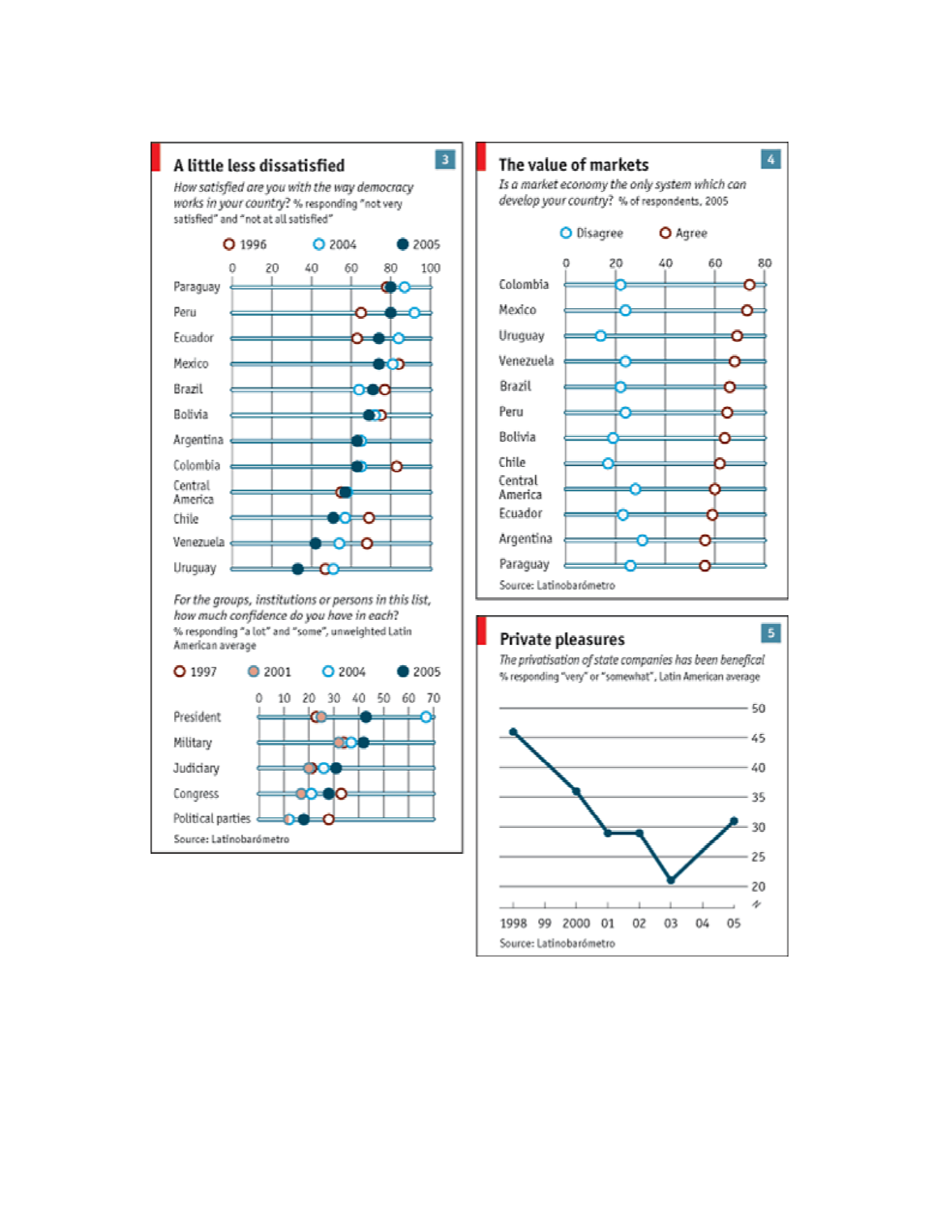## A little less dissatisfied

3

*How satisfied are you with the way democracy works in your country?* % responding "not very satisfied" and "not at all satisfied"

1996 | 2004 | 2005

0 20 40 60 80 100

Paraguay
Peru
Ecuador
Mexico
Brazil
Bolivia
Argentina
Colombia
Central America
Chile
Venezuela
Uruguay

*For the groups, institutions or persons in this list, how much confidence do you have in each?* % responding "a lot" and "some", unweighted Latin American average

1997 | 2001 | 2004 | 2005

0 10 20 30 40 50 60 70

President
Military
Judiciary
Congress
Political parties

Source: Latinobarómetro

## The value of markets

4

*Is a market economy the only system which can develop your country?* % of respondents, 2005

Disagree | Agree

0 20 40 60 80

Colombia
Mexico
Uruguay
Venezuela
Brazil
Peru
Bolivia
Chile
Central America
Ecuador
Argentina
Paraguay

Source: Latinobarómetro

## Private pleasures

5

*The privatisation of state companies has been benefical* % responding "very" or "somewhat", Latin American average

50 45 40 35 30 25 20

1998 99 2000 01 02 03 04 05

Source: Latinobarómetro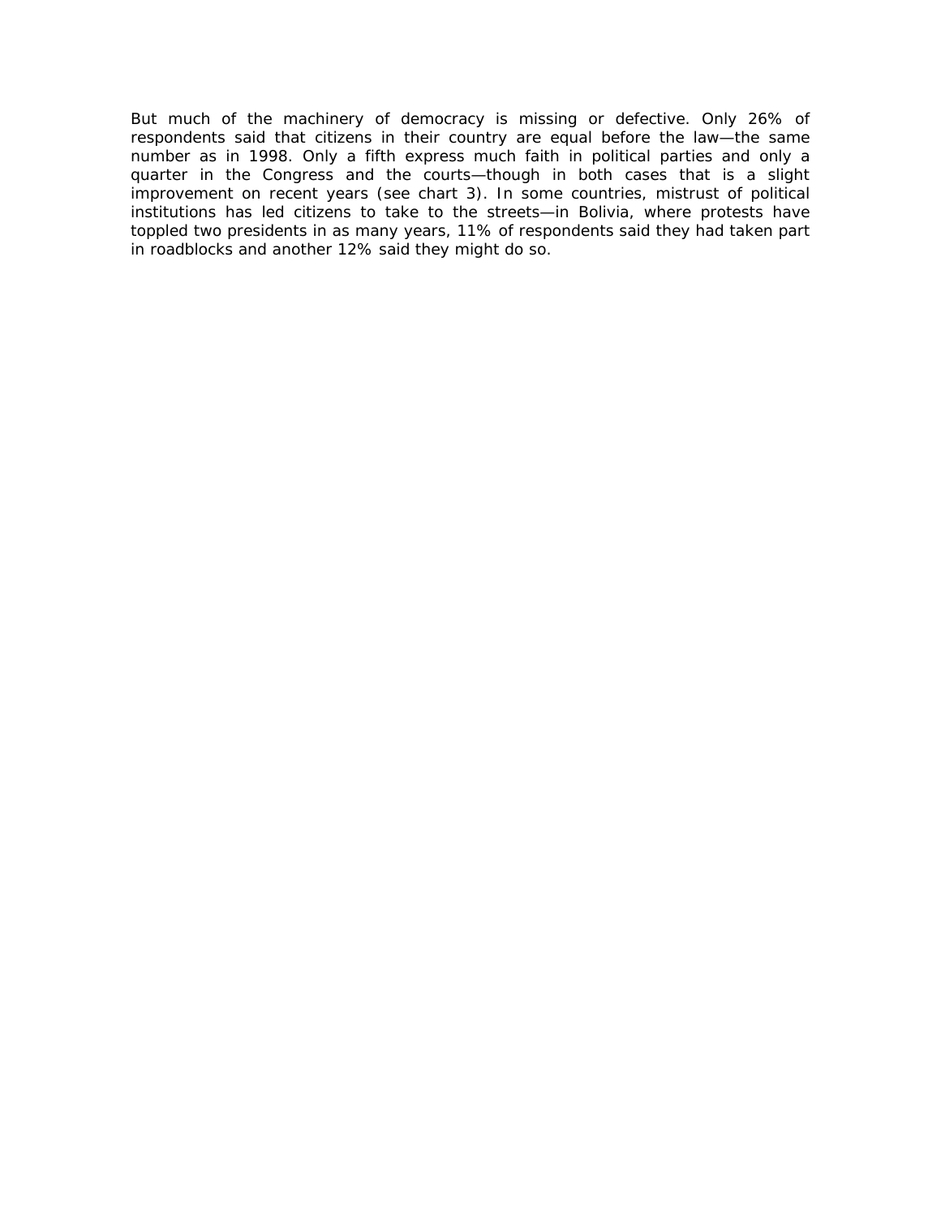But much of the machinery of democracy is missing or defective. Only 26% of respondents said that citizens in their country are equal before the law—the same number as in 1998. Only a fifth express much faith in political parties and only a quarter in the Congress and the courts—though in both cases that is a slight improvement on recent years (see chart 3). In some countries, mistrust of political institutions has led citizens to take to the streets—in Bolivia, where protests have toppled two presidents in as many years, 11% of respondents said they had taken part in roadblocks and another 12% said they might do so.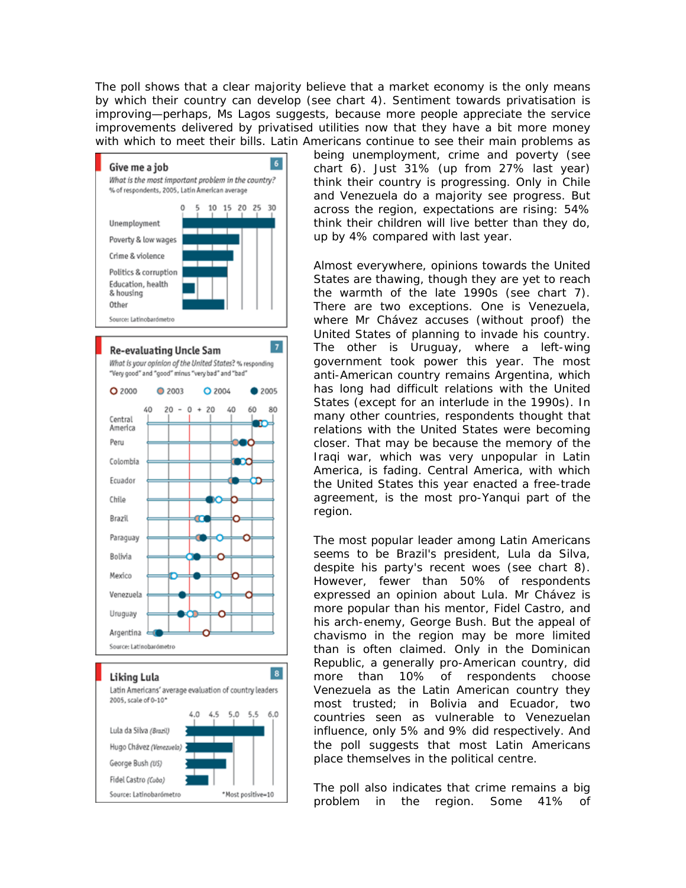The poll shows that a clear majority believe that a market economy is the only means by which their country can develop (see chart 4). Sentiment towards privatisation is improving—perhaps, Ms Lagos suggests, because more people appreciate the service improvements delivered by privatised utilities now that they have a bit more money with which to meet their bills. Latin Americans continue to see their main problems as being unemployment, crime and poverty (see chart 6). Just 31% (up from 27% last year) think their country is progressing. Only in Chile and Venezuela do a majority see progress. But across the region, expectations are rising: 54% think their children will live better than they do, up by 4% compared with last year.

**Give me a job** 6

*What is the most important problem in the country?*
% of respondents, 2005, Latin American average

- Unemployment
- Poverty & low wages
- Crime & violence
- Politics & corruption
- Education, health & housing
- Other

Source: Latinobarómetro

Almost everywhere, opinions towards the United States are thawing, though they are yet to reach the warmth of the late 1990s (see chart 7). There are two exceptions. One is Venezuela, where Mr Chávez accuses (without proof) the United States of planning to invade his country. The other is Uruguay, where a left-wing government took power this year. The most anti-American country remains Argentina, which has long had difficult relations with the United States (except for an interlude in the 1990s). In many other countries, respondents thought that relations with the United States were becoming closer. That may be because the memory of the Iraqi war, which was very unpopular in Latin America, is fading. Central America, with which the United States this year enacted a free-trade agreement, is the most pro-Yanqui part of the region.

**Re-evaluating Uncle Sam** 7

*What is your opinion of the United States?* % responding "Very good" and "good" minus "very bad" and "bad"

2000, 2003, 2004, 2005

Central America, Peru, Colombia, Ecuador, Chile, Brazil, Paraguay, Bolivia, Mexico, Venezuela, Uruguay, Argentina

Source: Latinobarómetro

The most popular leader among Latin Americans seems to be Brazil's president, Lula da Silva, despite his party's recent woes (see chart 8). However, fewer than 50% of respondents expressed an opinion about Lula. Mr Chávez is more popular than his mentor, Fidel Castro, and his arch-enemy, George Bush. But the appeal of chavismo in the region may be more limited than is often claimed. Only in the Dominican Republic, a generally pro-American country, did more than 10% of respondents choose Venezuela as the Latin American country they most trusted; in Bolivia and Ecuador, two countries seen as vulnerable to Venezuelan influence, only 5% and 9% did respectively. And the poll suggests that most Latin Americans place themselves in the political centre.

**Liking Lula** 8

Latin Americans' average evaluation of country leaders
2005, scale of 0-10*

- Lula da Silva *(Brazil)*
- Hugo Chávez *(Venezuela)*
- George Bush *(US)*
- Fidel Castro *(Cuba)*

Source: Latinobarómetro
*Most positive=10

The poll also indicates that crime remains a big problem in the region. Some 41% of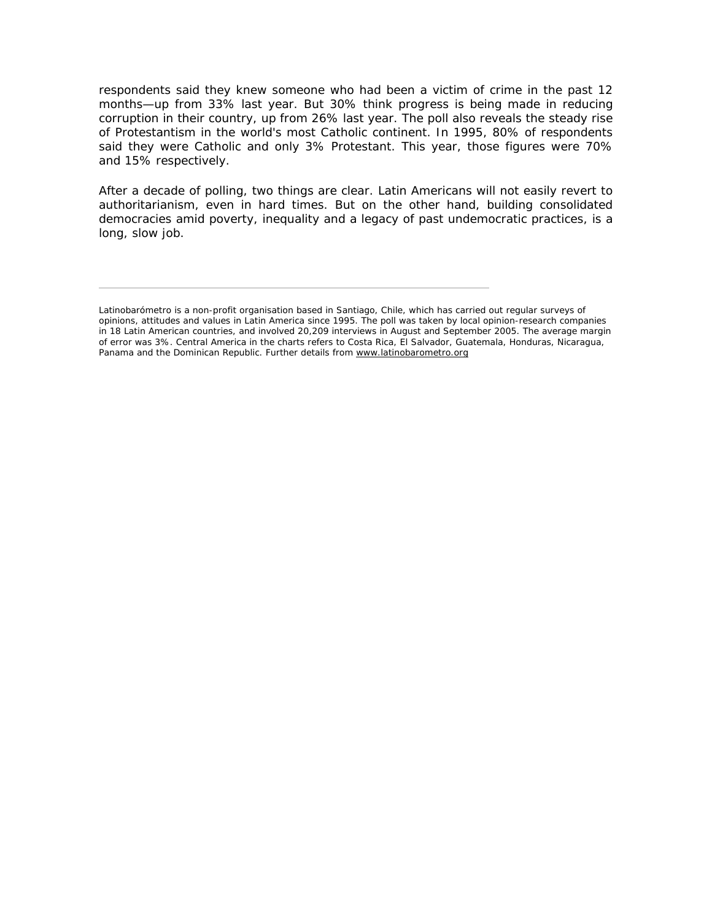respondents said they knew someone who had been a victim of crime in the past 12 months—up from 33% last year. But 30% think progress is being made in reducing corruption in their country, up from 26% last year. The poll also reveals the steady rise of Protestantism in the world's most Catholic continent. In 1995, 80% of respondents said they were Catholic and only 3% Protestant. This year, those figures were 70% and 15% respectively.

After a decade of polling, two things are clear. Latin Americans will not easily revert to authoritarianism, even in hard times. But on the other hand, building consolidated democracies amid poverty, inequality and a legacy of past undemocratic practices, is a long, slow job.

---

Latinobarómetro is a non-profit organisation based in Santiago, Chile, which has carried out regular surveys of opinions, attitudes and values in Latin America since 1995. The poll was taken by local opinion-research companies in 18 Latin American countries, and involved 20,209 interviews in August and September 2005. The average margin of error was 3%. Central America in the charts refers to Costa Rica, El Salvador, Guatemala, Honduras, Nicaragua, Panama and the Dominican Republic. Further details from www.latinobarometro.org